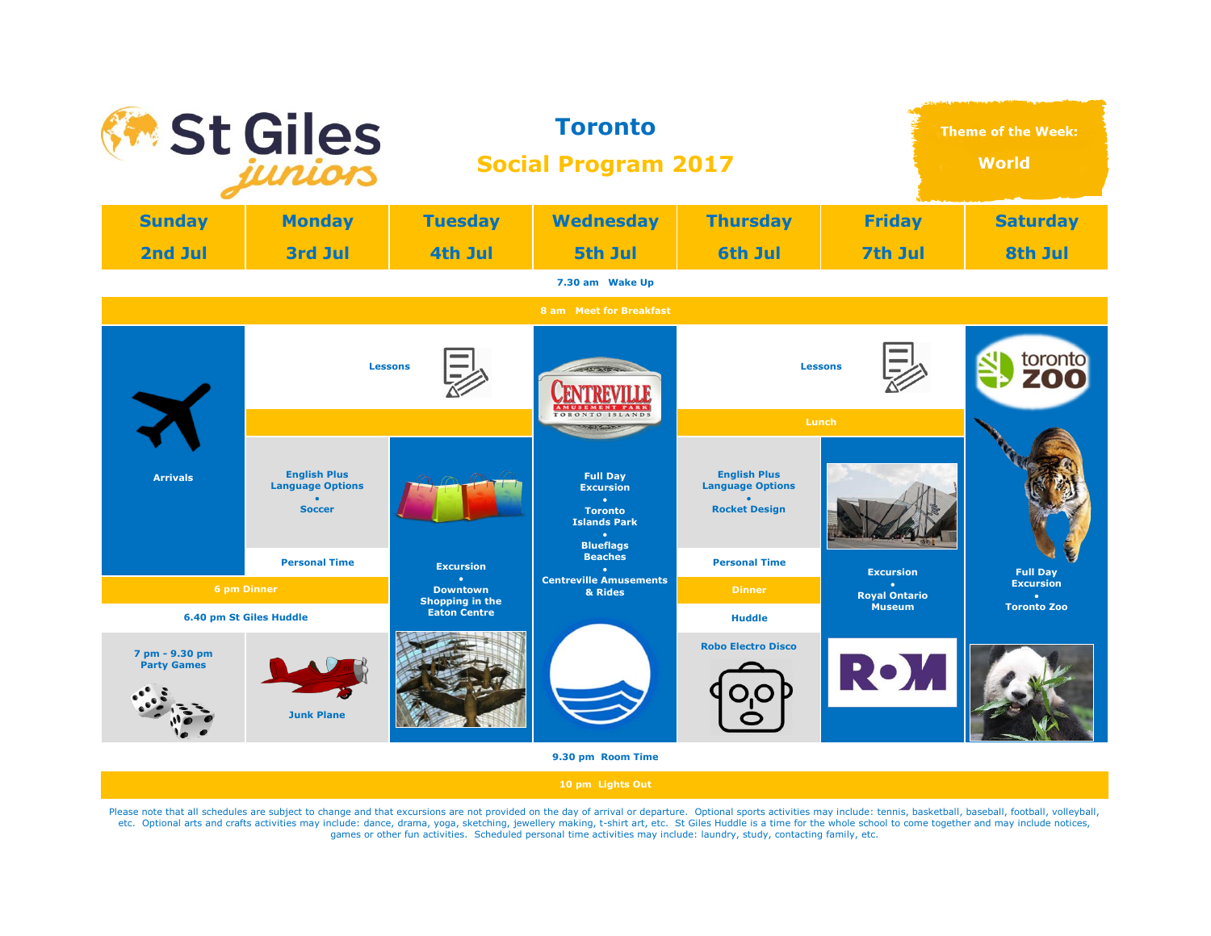# St Giles juniors

## Toronto

## Social Program 2017

**Theme of the Week: World**

| Sunday 2nd Jul | Monday 3rd Jul | Tuesday 4th Jul | Wednesday 5th Jul | Thursday 6th Jul | Friday 7th Jul | Saturday 8th Jul |
|---|---|---|---|---|---|---|
| 7.30 am Wake Up | | | | | | |
| 8 am Meet for Breakfast | | | | | | |
| Arrivals | Lessons | Lessons | Full Day Excursion • Toronto Islands Park • Blueflags Beaches • Centreville Amusements & Rides | Lessons | Lessons | Full Day Excursion • Toronto Zoo |
| | | | | Lunch | Lunch | |
| | English Plus Language Options • Soccer | Excursion • Downtown Shopping in the Eaton Centre | | English Plus Language Options • Rocket Design | Excursion • Royal Ontario Museum | |
| | Personal Time | | | Personal Time | | |
| 6 pm Dinner | 6 pm Dinner | | | Dinner | | |
| 6.40 pm St Giles Huddle | 6.40 pm St Giles Huddle | | | Huddle | | |
| 7 pm - 9.30 pm Party Games | Junk Plane | | | Robo Electro Disco | | |
| 9.30 pm Room Time | | | | | | |
| 10 pm Lights Out | | | | | | |

Please note that all schedules are subject to change and that excursions are not provided on the day of arrival or departure. Optional sports activities may include: tennis, basketball, baseball, football, volleyball, etc. Optional arts and crafts activities may include: dance, drama, yoga, sketching, jewellery making, t-shirt art, etc. St Giles Huddle is a time for the whole school to come together and may include notices, games or other fun activities. Scheduled personal time activities may include: laundry, study, contacting family, etc.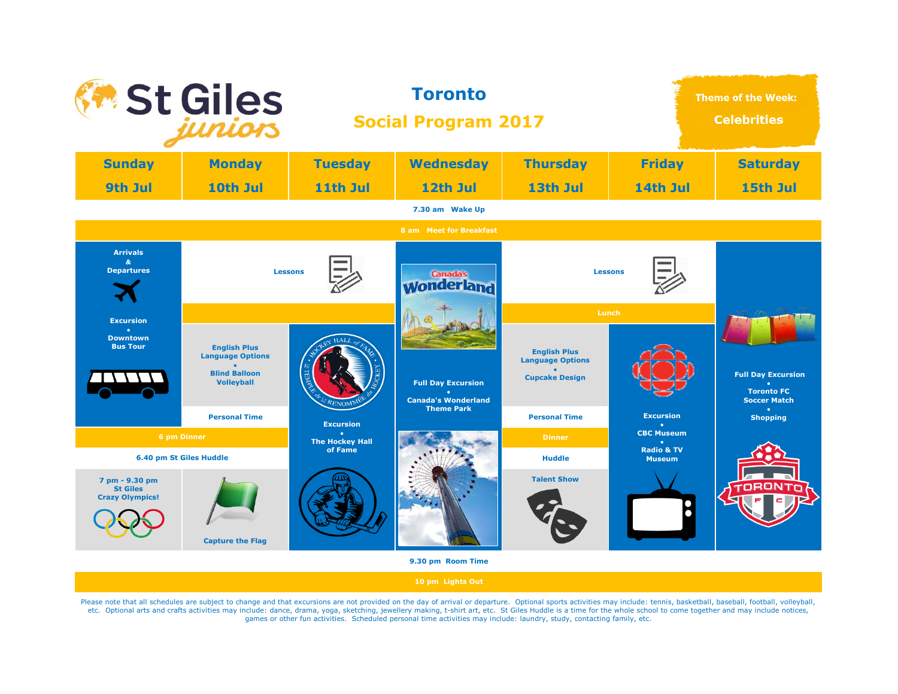# St Giles juniors

## Toronto

## Social Program 2017

**Theme of the Week: Celebrities**

| Sunday 9th Jul | Monday 10th Jul | Tuesday 11th Jul | Wednesday 12th Jul | Thursday 13th Jul | Friday 14th Jul | Saturday 15th Jul |
|---|---|---|---|---|---|---|
| 7.30 am Wake Up | | | | | | |
| 8 am Meet for Breakfast | | | | | | |
| Arrivals & Departures | Lessons | | Full Day Excursion • Canada's Wonderland Theme Park | Lessons | | Full Day Excursion • Toronto FC Soccer Match • Shopping |
| Excursion • Downtown Bus Tour | | | | Lunch | | |
| | English Plus Language Options • Blind Balloon Volleyball | Excursion • The Hockey Hall of Fame | | English Plus Language Options • Cupcake Design | Excursion • CBC Museum • Radio & TV Museum | |
| | Personal Time | | | Personal Time | | |
| 6 pm Dinner | | | | Dinner | | |
| 6.40 pm St Giles Huddle | | | | Huddle | | |
| 7 pm - 9.30 pm St Giles Crazy Olympics! | Capture the Flag | | | Talent Show | | |
| 9.30 pm Room Time | | | | | | |
| 10 pm Lights Out | | | | | | |

Please note that all schedules are subject to change and that excursions are not provided on the day of arrival or departure. Optional sports activities may include: tennis, basketball, baseball, football, volleyball, etc. Optional arts and crafts activities may include: dance, drama, yoga, sketching, jewellery making, t-shirt art, etc. St Giles Huddle is a time for the whole school to come together and may include notices, games or other fun activities. Scheduled personal time activities may include: laundry, study, contacting family, etc.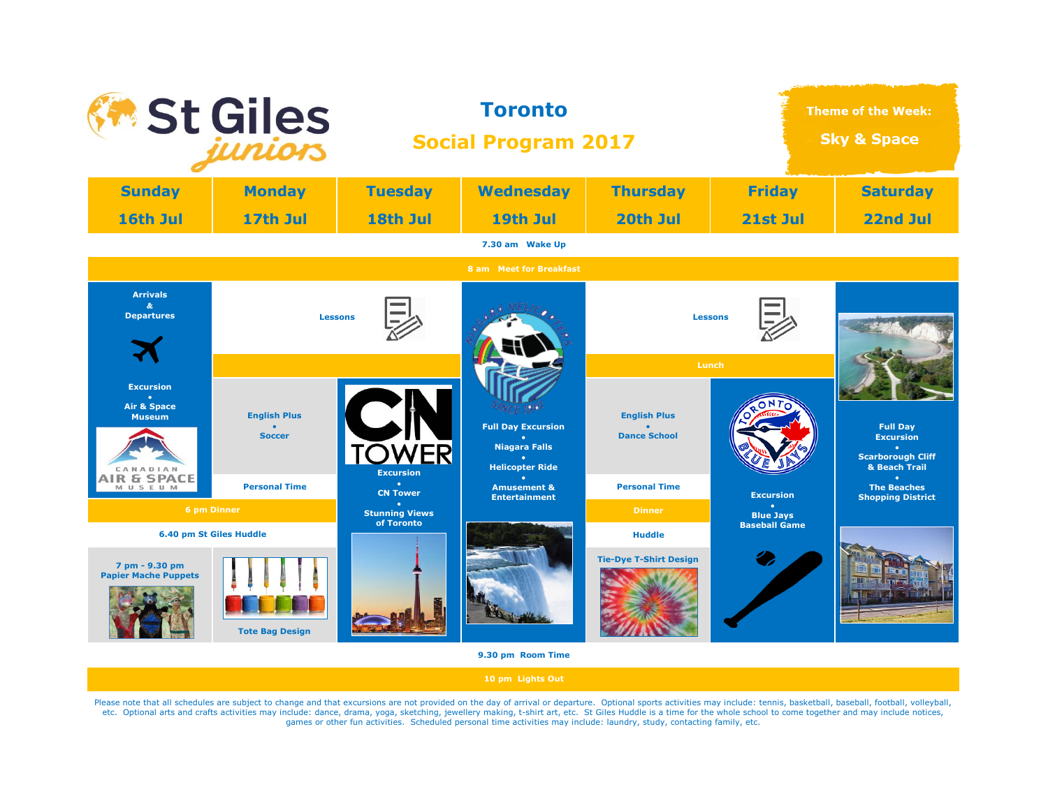# St Giles juniors

## Toronto

## Social Program 2017

**Theme of the Week: Sky & Space**

| Sunday 16th Jul | Monday 17th Jul | Tuesday 18th Jul | Wednesday 19th Jul | Thursday 20th Jul | Friday 21st Jul | Saturday 22nd Jul |
|---|---|---|---|---|---|---|
| 7.30 am Wake Up | | | | | | |
| 8 am Meet for Breakfast | | | | | | |
| Arrivals & Departures | Lessons | | Full Day Excursion • Niagara Falls • Helicopter Ride • Amusement & Entertainment | Lessons | | Full Day Excursion • Scarborough Cliff & Beach Trail • The Beaches Shopping District |
| Excursion • Air & Space Museum | | | | Lunch | | |
| | English Plus • Soccer | Excursion • CN Tower • Stunning Views of Toronto | | English Plus • Dance School | Excursion • Blue Jays Baseball Game | |
| | Personal Time | | | Personal Time | | |
| 6 pm Dinner | | | | Dinner | | |
| 6.40 pm St Giles Huddle | | | | Huddle | | |
| 7 pm - 9.30 pm Papier Mache Puppets | Tote Bag Design | | | Tie-Dye T-Shirt Design | | |
| 9.30 pm Room Time | | | | | | |
| 10 pm Lights Out | | | | | | |

Please note that all schedules are subject to change and that excursions are not provided on the day of arrival or departure. Optional sports activities may include: tennis, basketball, baseball, football, volleyball, etc. Optional arts and crafts activities may include: dance, drama, yoga, sketching, jewellery making, t-shirt art, etc. St Giles Huddle is a time for the whole school to come together and may include notices, games or other fun activities. Scheduled personal time activities may include: laundry, study, contacting family, etc.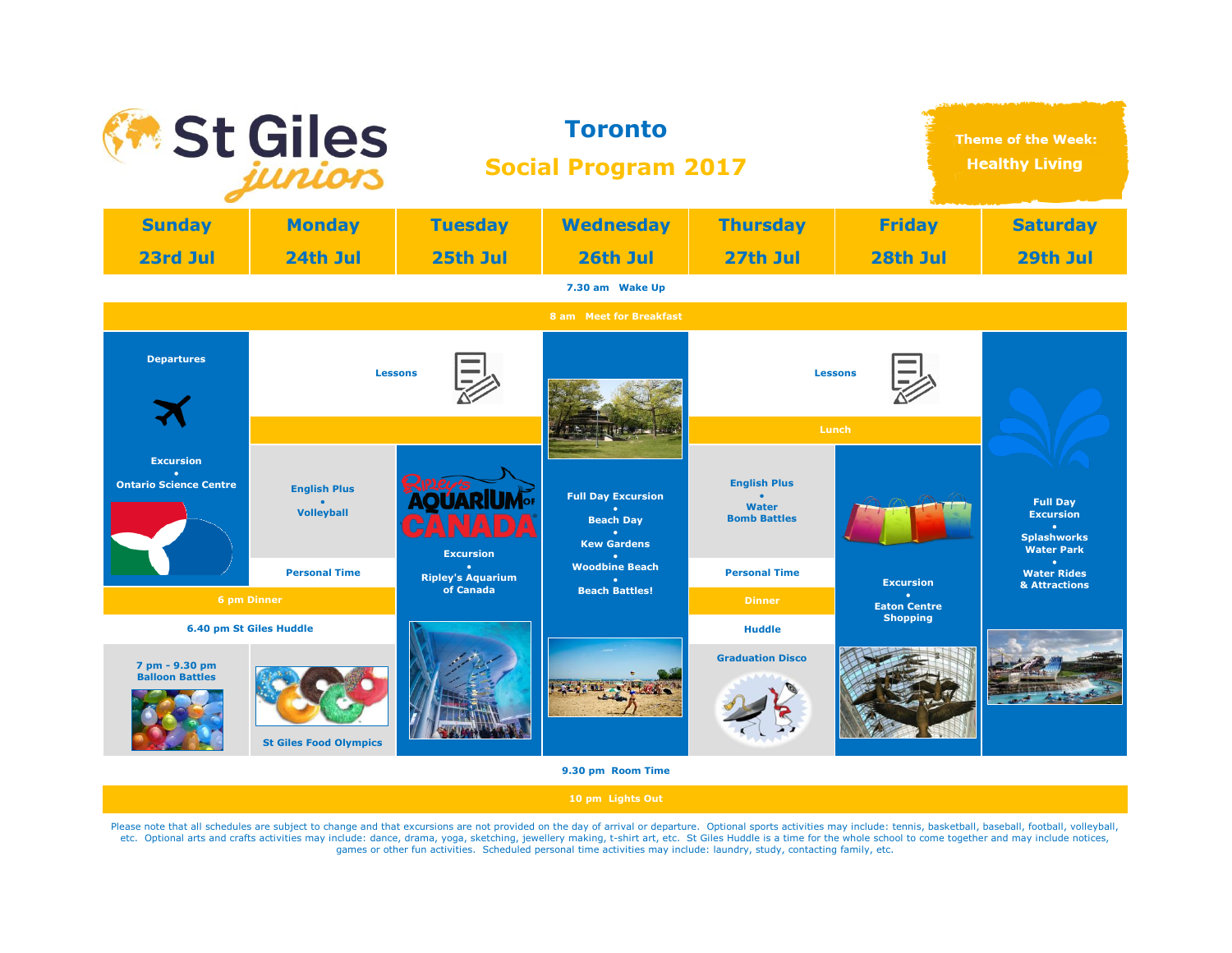# St Giles juniors

## Toronto

## Social Program 2017

**Theme of the Week: Healthy Living**

| Sunday 23rd Jul | Monday 24th Jul | Tuesday 25th Jul | Wednesday 26th Jul | Thursday 27th Jul | Friday 28th Jul | Saturday 29th Jul |
|---|---|---|---|---|---|---|
| 7.30 am Wake Up | | | | | | |
| 8 am Meet for Breakfast | | | | | | |
| Departures | Lessons | Lessons | Full Day Excursion • Beach Day • Kew Gardens • Woodbine Beach • Beach Battles! | Lessons | Lessons | Full Day Excursion • Splashworks Water Park • Water Rides & Attractions |
| Excursion • Ontario Science Centre | Lunch | Lunch | | Lunch | Lunch | |
| | English Plus • Volleyball | Excursion • Ripley's Aquarium of Canada | | English Plus • Water Bomb Battles | Excursion • Eaton Centre Shopping | |
| | Personal Time | | | Personal Time | | |
| 6 pm Dinner | 6 pm Dinner | | | Dinner | | |
| 6.40 pm St Giles Huddle | 6.40 pm St Giles Huddle | | | Huddle | | |
| 7 pm - 9.30 pm Balloon Battles | St Giles Food Olympics | | | Graduation Disco | | |
| 9.30 pm Room Time | | | | | | |
| 10 pm Lights Out | | | | | | |

Please note that all schedules are subject to change and that excursions are not provided on the day of arrival or departure. Optional sports activities may include: tennis, basketball, baseball, football, volleyball, etc. Optional arts and crafts activities may include: dance, drama, yoga, sketching, jewellery making, t-shirt art, etc. St Giles Huddle is a time for the whole school to come together and may include notices, games or other fun activities. Scheduled personal time activities may include: laundry, study, contacting family, etc.